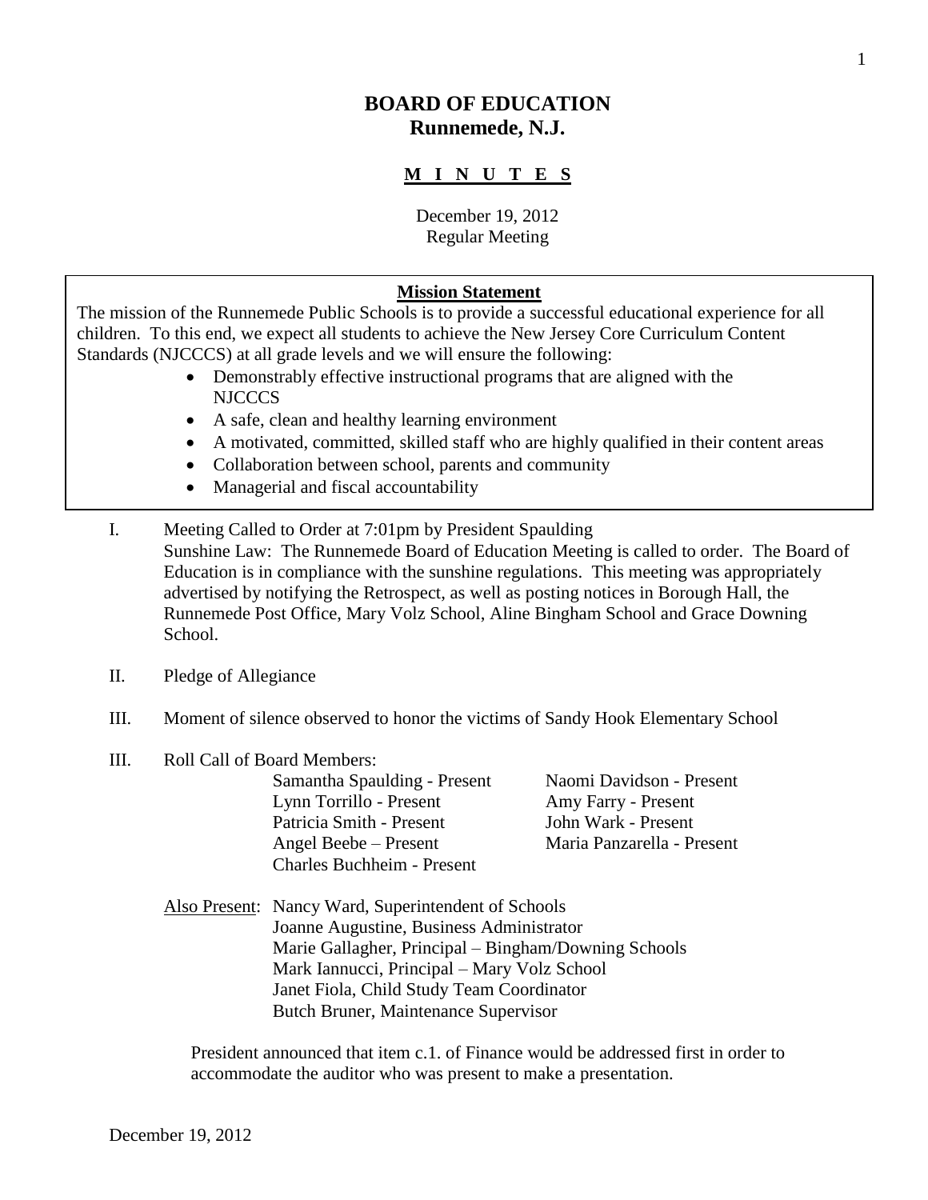# BOARD OF EDUCATION
# Runnemede, N.J.

## M I N U T E S

December 19, 2012
Regular Meeting

**Mission Statement**

The mission of the Runnemede Public Schools is to provide a successful educational experience for all children. To this end, we expect all students to achieve the New Jersey Core Curriculum Content Standards (NJCCCS) at all grade levels and we will ensure the following:

- Demonstrably effective instructional programs that are aligned with the NJCCCS
- A safe, clean and healthy learning environment
- A motivated, committed, skilled staff who are highly qualified in their content areas
- Collaboration between school, parents and community
- Managerial and fiscal accountability

I. Meeting Called to Order at 7:01pm by President Spaulding
Sunshine Law: The Runnemede Board of Education Meeting is called to order. The Board of Education is in compliance with the sunshine regulations. This meeting was appropriately advertised by notifying the Retrospect, as well as posting notices in Borough Hall, the Runnemede Post Office, Mary Volz School, Aline Bingham School and Grace Downing School.

II. Pledge of Allegiance

III. Moment of silence observed to honor the victims of Sandy Hook Elementary School

III. Roll Call of Board Members:

| | |
|---|---|
| Samantha Spaulding - Present | Naomi Davidson - Present |
| Lynn Torrillo - Present | Amy Farry - Present |
| Patricia Smith - Present | John Wark - Present |
| Angel Beebe – Present | Maria Panzarella - Present |
| Charles Buchheim - Present | |

Also Present: Nancy Ward, Superintendent of Schools
Joanne Augustine, Business Administrator
Marie Gallagher, Principal – Bingham/Downing Schools
Mark Iannucci, Principal – Mary Volz School
Janet Fiola, Child Study Team Coordinator
Butch Bruner, Maintenance Supervisor

President announced that item c.1. of Finance would be addressed first in order to accommodate the auditor who was present to make a presentation.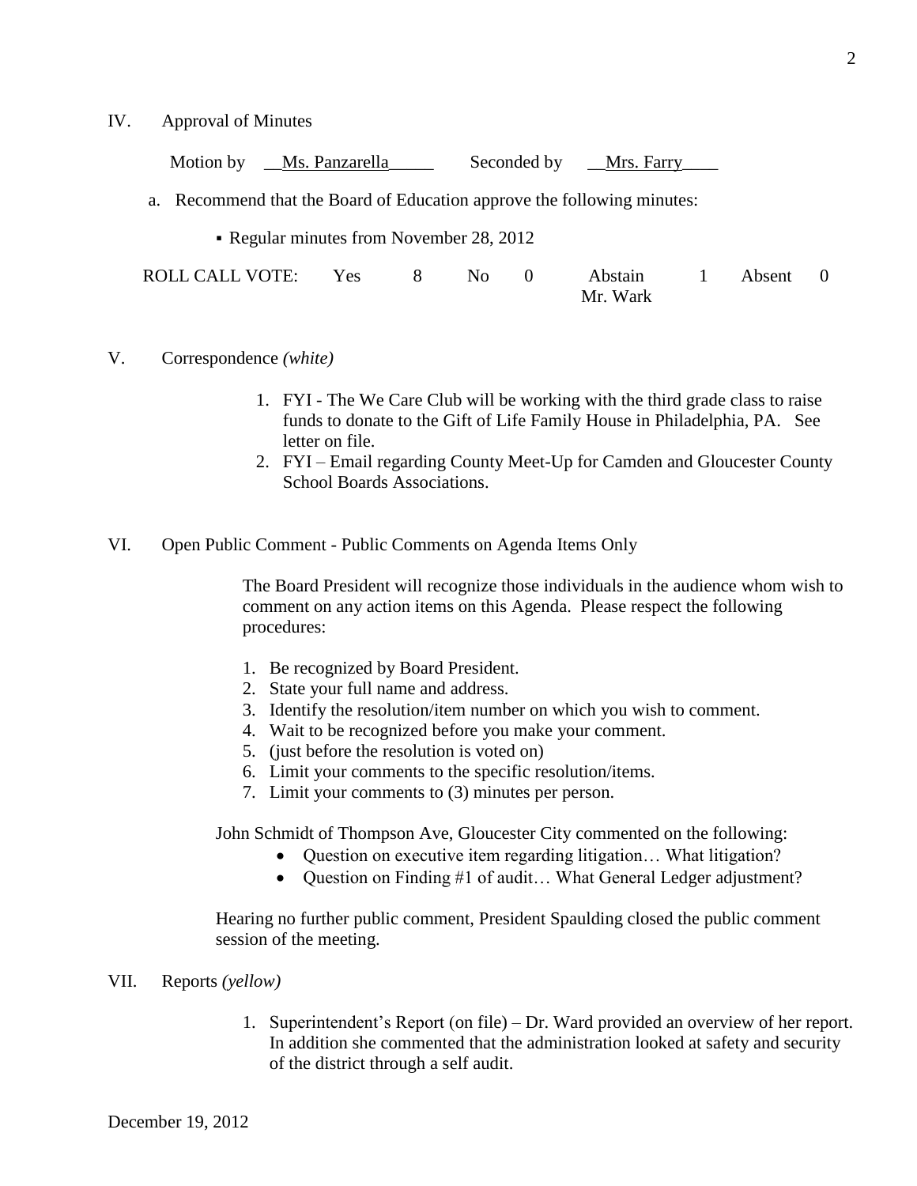IV. Approval of Minutes

Motion by __Ms. Panzarella_____ Seconded by __Mrs. Farry____

a. Recommend that the Board of Education approve the following minutes:

- Regular minutes from November 28, 2012

| ROLL CALL VOTE: | Yes | 8 | No | 0 | Abstain | 1 | Absent | 0 |
|---|---|---|---|---|---|---|---|---|
| | | | | | Mr. Wark | | | |

V. Correspondence *(white)*

1. FYI - The We Care Club will be working with the third grade class to raise funds to donate to the Gift of Life Family House in Philadelphia, PA. See letter on file.
2. FYI – Email regarding County Meet-Up for Camden and Gloucester County School Boards Associations.

VI. Open Public Comment - Public Comments on Agenda Items Only

The Board President will recognize those individuals in the audience whom wish to comment on any action items on this Agenda. Please respect the following procedures:

1. Be recognized by Board President.
2. State your full name and address.
3. Identify the resolution/item number on which you wish to comment.
4. Wait to be recognized before you make your comment.
5. (just before the resolution is voted on)
6. Limit your comments to the specific resolution/items.
7. Limit your comments to (3) minutes per person.

John Schmidt of Thompson Ave, Gloucester City commented on the following:

- Question on executive item regarding litigation… What litigation?
- Question on Finding #1 of audit… What General Ledger adjustment?

Hearing no further public comment, President Spaulding closed the public comment session of the meeting.

VII. Reports *(yellow)*

1. Superintendent's Report (on file) – Dr. Ward provided an overview of her report. In addition she commented that the administration looked at safety and security of the district through a self audit.

December 19, 2012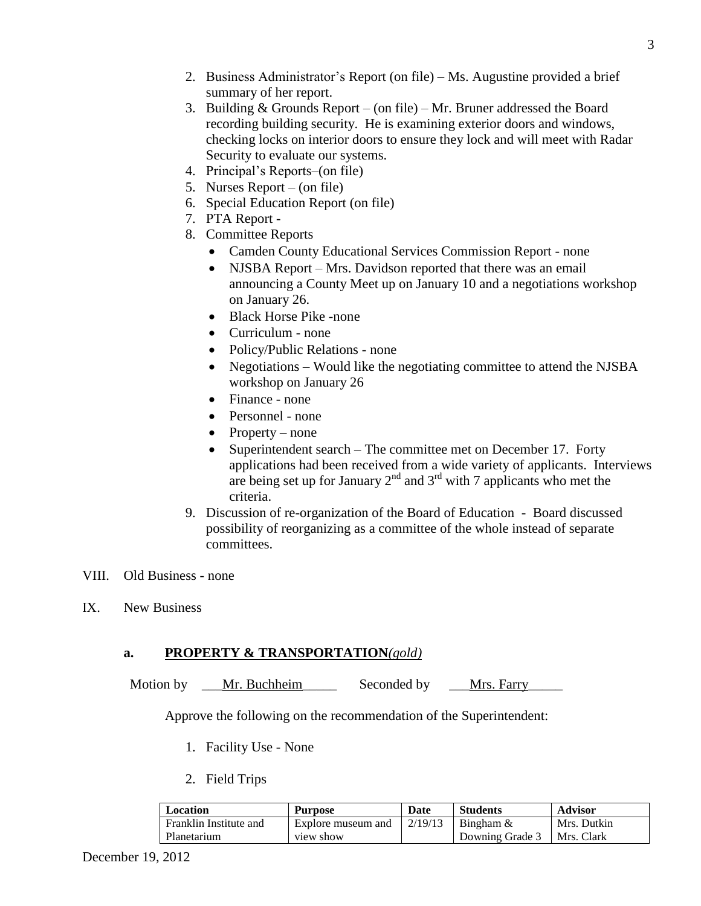2. Business Administrator's Report (on file) – Ms. Augustine provided a brief summary of her report.
3. Building & Grounds Report – (on file) – Mr. Bruner addressed the Board recording building security. He is examining exterior doors and windows, checking locks on interior doors to ensure they lock and will meet with Radar Security to evaluate our systems.
4. Principal's Reports–(on file)
5. Nurses Report – (on file)
6. Special Education Report (on file)
7. PTA Report -
8. Committee Reports
   - Camden County Educational Services Commission Report - none
   - NJSBA Report – Mrs. Davidson reported that there was an email announcing a County Meet up on January 10 and a negotiations workshop on January 26.
   - Black Horse Pike -none
   - Curriculum - none
   - Policy/Public Relations - none
   - Negotiations – Would like the negotiating committee to attend the NJSBA workshop on January 26
   - Finance - none
   - Personnel - none
   - Property – none
   - Superintendent search – The committee met on December 17. Forty applications had been received from a wide variety of applicants. Interviews are being set up for January 2nd and 3rd with 7 applicants who met the criteria.
9. Discussion of re-organization of the Board of Education - Board discussed possibility of reorganizing as a committee of the whole instead of separate committees.

VIII. Old Business - none

IX. New Business

### a. **PROPERTY & TRANSPORTATION***(gold)*

Motion by ___Mr. Buchheim_____ Seconded by ___Mrs. Farry_____

Approve the following on the recommendation of the Superintendent:

1. Facility Use - None
2. Field Trips

| Location | Purpose | Date | Students | Advisor |
|---|---|---|---|---|
| Franklin Institute and Planetarium | Explore museum and view show | 2/19/13 | Bingham & Downing Grade 3 | Mrs. Dutkin Mrs. Clark |

December 19, 2012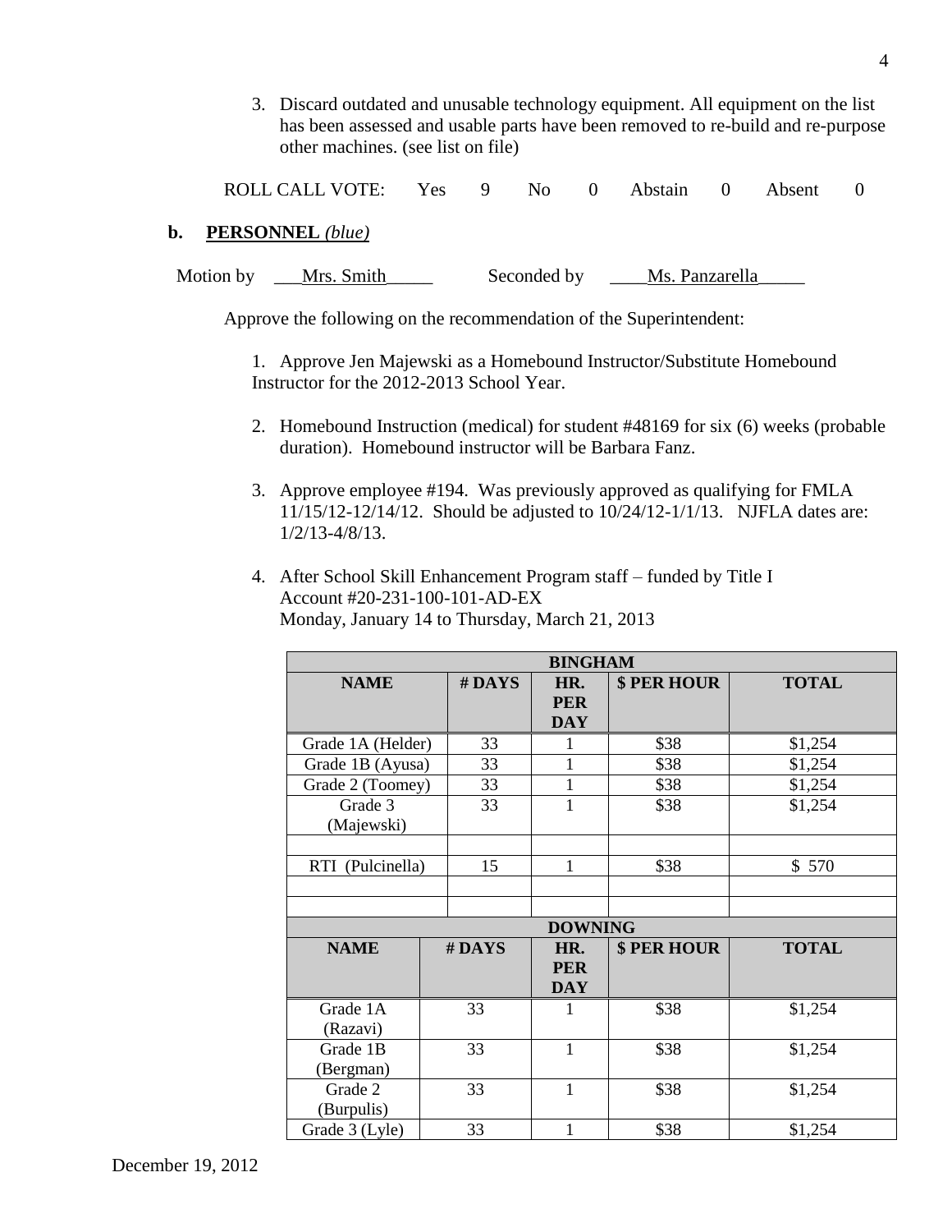3. Discard outdated and unusable technology equipment. All equipment on the list has been assessed and usable parts have been removed to re-build and re-purpose other machines. (see list on file)

ROLL CALL VOTE: Yes 9 No 0 Abstain 0 Absent 0

**b. PERSONNEL** *(blue)*

Motion by \_\_\_Mrs. Smith\_\_\_\_\_ Seconded by \_\_\_\_Ms. Panzarella\_\_\_\_\_

Approve the following on the recommendation of the Superintendent:

1. Approve Jen Majewski as a Homebound Instructor/Substitute Homebound Instructor for the 2012-2013 School Year.

2. Homebound Instruction (medical) for student #48169 for six (6) weeks (probable duration). Homebound instructor will be Barbara Fanz.

3. Approve employee #194. Was previously approved as qualifying for FMLA 11/15/12-12/14/12. Should be adjusted to 10/24/12-1/1/13. NJFLA dates are: 1/2/13-4/8/13.

4. After School Skill Enhancement Program staff – funded by Title I
   Account #20-231-100-101-AD-EX
   Monday, January 14 to Thursday, March 21, 2013

| BINGHAM | | | | |
|---|---|---|---|---|
| **NAME** | **# DAYS** | **HR. PER DAY** | **$ PER HOUR** | **TOTAL** |
| Grade 1A (Helder) | 33 | 1 | $38 | $1,254 |
| Grade 1B (Ayusa) | 33 | 1 | $38 | $1,254 |
| Grade 2 (Toomey) | 33 | 1 | $38 | $1,254 |
| Grade 3 (Majewski) | 33 | 1 | $38 | $1,254 |
| | | | | |
| RTI (Pulcinella) | 15 | 1 | $38 | $ 570 |
| | | | | |
| | | | | |

| DOWNING | | | | |
|---|---|---|---|---|
| **NAME** | **# DAYS** | **HR. PER DAY** | **$ PER HOUR** | **TOTAL** |
| Grade 1A (Razavi) | 33 | 1 | $38 | $1,254 |
| Grade 1B (Bergman) | 33 | 1 | $38 | $1,254 |
| Grade 2 (Burpulis) | 33 | 1 | $38 | $1,254 |
| Grade 3 (Lyle) | 33 | 1 | $38 | $1,254 |

December 19, 2012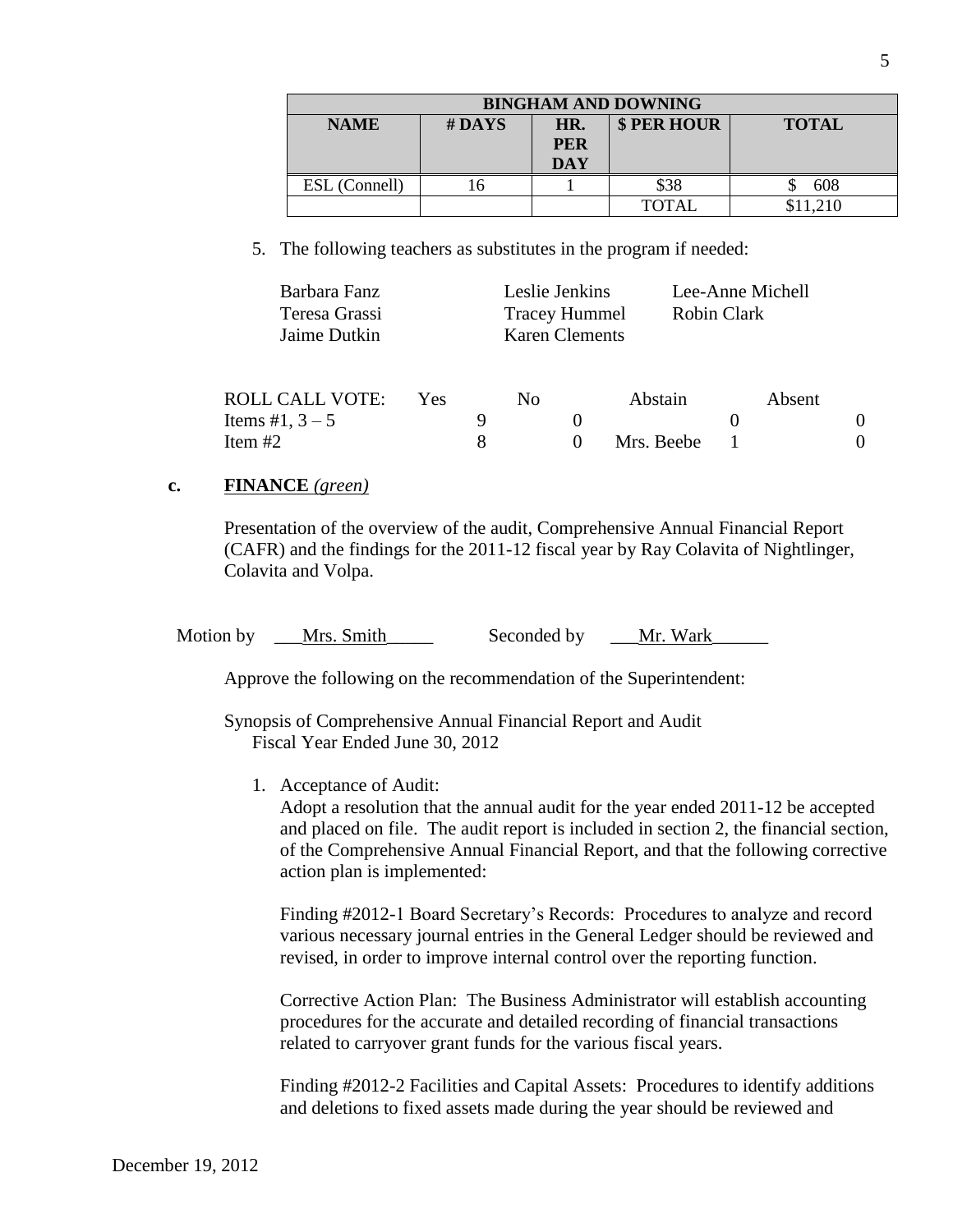| BINGHAM AND DOWNING | | | | |
|---|---|---|---|---|
| **NAME** | **# DAYS** | **HR. PER DAY** | **$ PER HOUR** | **TOTAL** |
| ESL (Connell) | 16 | 1 | $38 | $ 608 |
| | | | TOTAL | $11,210 |

5. The following teachers as substitutes in the program if needed:

| | | |
|---|---|---|
| Barbara Fanz | Leslie Jenkins | Lee-Anne Michell |
| Teresa Grassi | Tracey Hummel | Robin Clark |
| Jaime Dutkin | Karen Clements | |

| ROLL CALL VOTE: | Yes | No | Abstain | Absent |
|---|---|---|---|---|
| Items #1, 3 – 5 | 9 | 0 | 0 | 0 |
| Item #2 | 8 | 0 | Mrs. Beebe 1 | 0 |

**c. FINANCE** *(green)*

Presentation of the overview of the audit, Comprehensive Annual Financial Report (CAFR) and the findings for the 2011-12 fiscal year by Ray Colavita of Nightlinger, Colavita and Volpa.

Motion by ___Mrs. Smith_____ Seconded by ___Mr. Wark______

Approve the following on the recommendation of the Superintendent:

Synopsis of Comprehensive Annual Financial Report and Audit
Fiscal Year Ended June 30, 2012

1. Acceptance of Audit:
   Adopt a resolution that the annual audit for the year ended 2011-12 be accepted and placed on file. The audit report is included in section 2, the financial section, of the Comprehensive Annual Financial Report, and that the following corrective action plan is implemented:

   Finding #2012-1 Board Secretary's Records: Procedures to analyze and record various necessary journal entries in the General Ledger should be reviewed and revised, in order to improve internal control over the reporting function.

   Corrective Action Plan: The Business Administrator will establish accounting procedures for the accurate and detailed recording of financial transactions related to carryover grant funds for the various fiscal years.

   Finding #2012-2 Facilities and Capital Assets: Procedures to identify additions and deletions to fixed assets made during the year should be reviewed and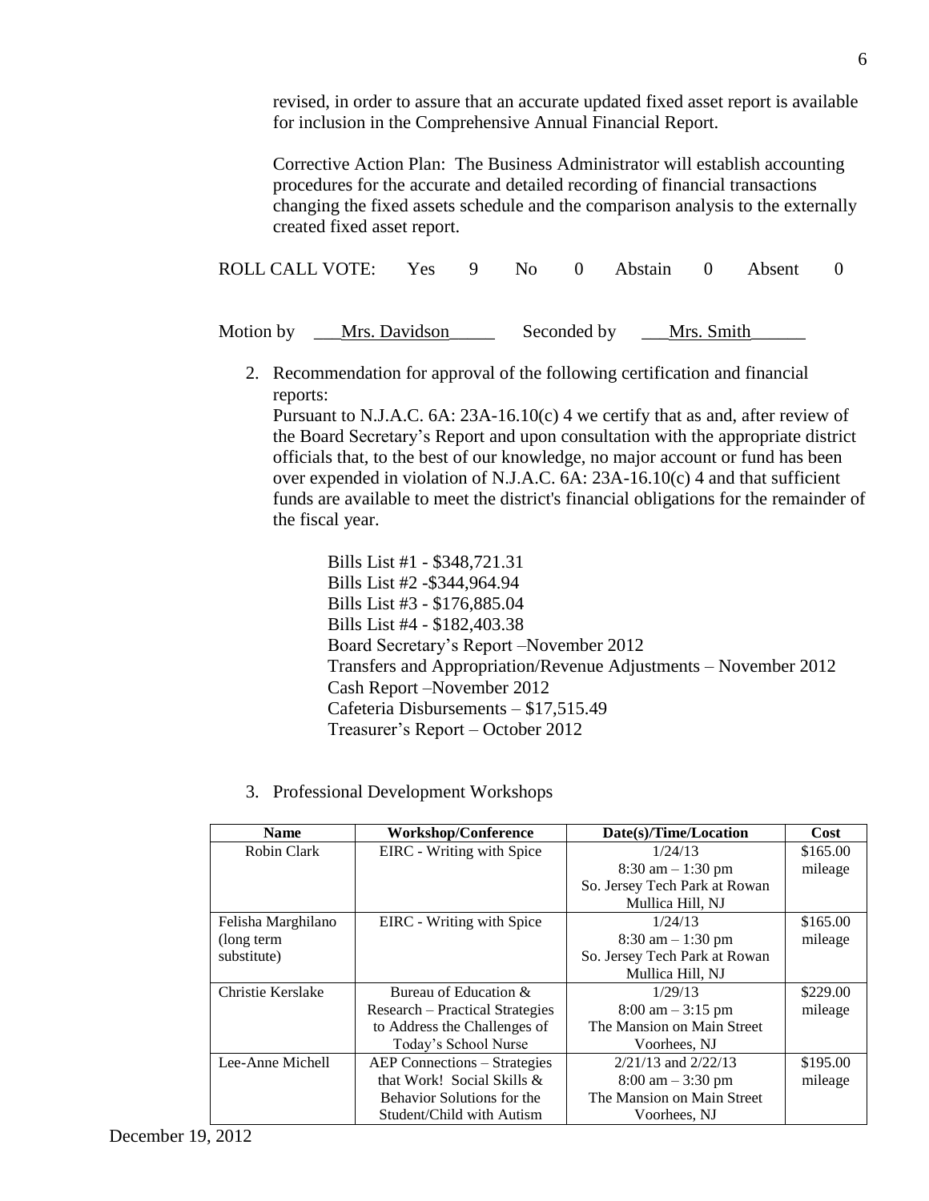revised, in order to assure that an accurate updated fixed asset report is available for inclusion in the Comprehensive Annual Financial Report.

Corrective Action Plan: The Business Administrator will establish accounting procedures for the accurate and detailed recording of financial transactions changing the fixed assets schedule and the comparison analysis to the externally created fixed asset report.

ROLL CALL VOTE: Yes 9 No 0 Abstain 0 Absent 0

Motion by \_\_\_Mrs. Davidson\_\_\_\_\_ Seconded by \_\_\_Mrs. Smith\_\_\_\_\_\_

2. Recommendation for approval of the following certification and financial reports:
   Pursuant to N.J.A.C. 6A: 23A-16.10(c) 4 we certify that as and, after review of the Board Secretary's Report and upon consultation with the appropriate district officials that, to the best of our knowledge, no major account or fund has been over expended in violation of N.J.A.C. 6A: 23A-16.10(c) 4 and that sufficient funds are available to meet the district's financial obligations for the remainder of the fiscal year.

   Bills List #1 - $348,721.31
   Bills List #2 -$344,964.94
   Bills List #3 - $176,885.04
   Bills List #4 - $182,403.38
   Board Secretary's Report –November 2012
   Transfers and Appropriation/Revenue Adjustments – November 2012
   Cash Report –November 2012
   Cafeteria Disbursements – $17,515.49
   Treasurer's Report – October 2012

3. Professional Development Workshops

| Name | Workshop/Conference | Date(s)/Time/Location | Cost |
|---|---|---|---|
| Robin Clark | EIRC - Writing with Spice | 1/24/13<br>8:30 am – 1:30 pm<br>So. Jersey Tech Park at Rowan<br>Mullica Hill, NJ | $165.00<br>mileage |
| Felisha Marghilano (long term substitute) | EIRC - Writing with Spice | 1/24/13<br>8:30 am – 1:30 pm<br>So. Jersey Tech Park at Rowan<br>Mullica Hill, NJ | $165.00<br>mileage |
| Christie Kerslake | Bureau of Education & Research – Practical Strategies to Address the Challenges of Today's School Nurse | 1/29/13<br>8:00 am – 3:15 pm<br>The Mansion on Main Street<br>Voorhees, NJ | $229.00<br>mileage |
| Lee-Anne Michell | AEP Connections – Strategies that Work! Social Skills & Behavior Solutions for the Student/Child with Autism | 2/21/13 and 2/22/13<br>8:00 am – 3:30 pm<br>The Mansion on Main Street<br>Voorhees, NJ | $195.00<br>mileage |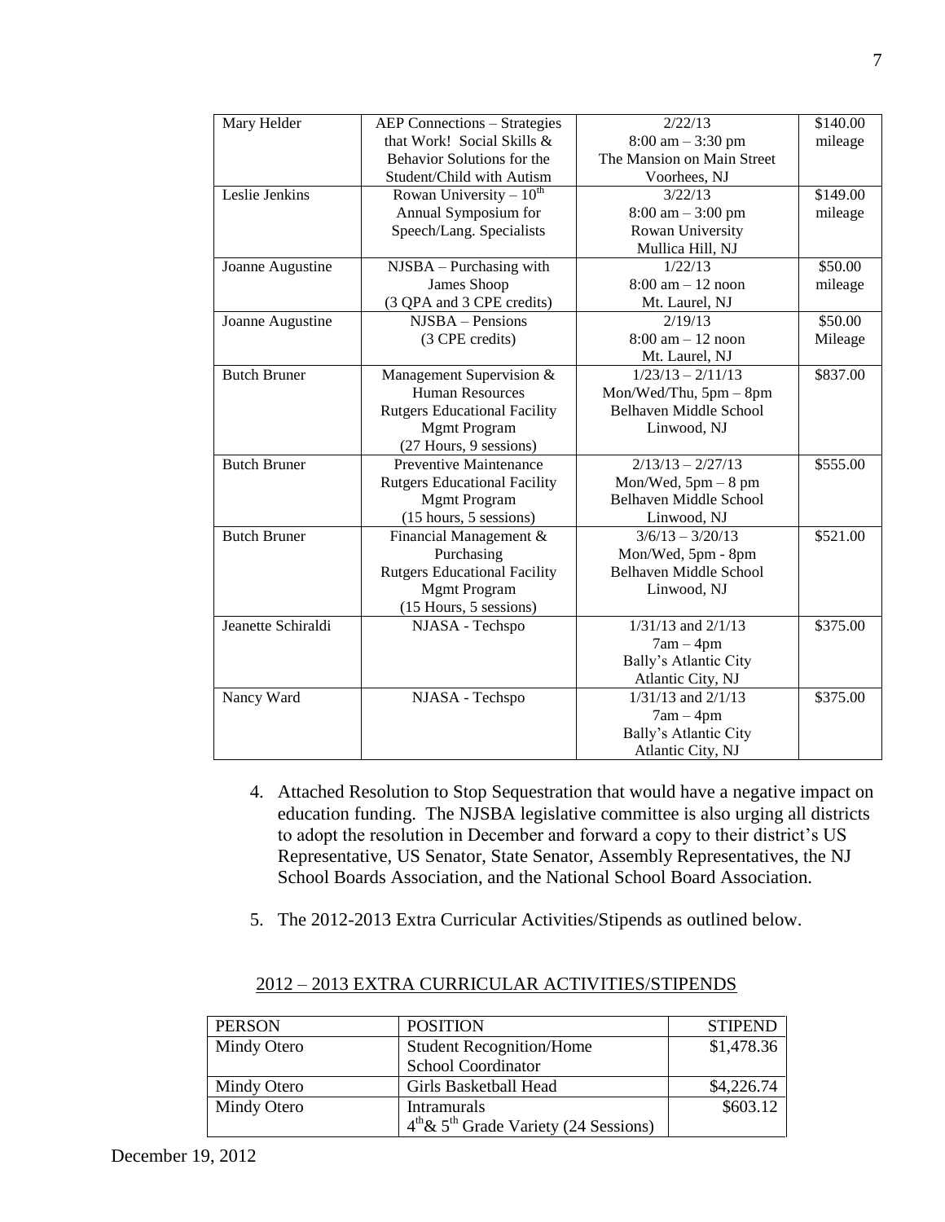| | | | |
|---|---|---|---|
| Mary Helder | AEP Connections – Strategies that Work! Social Skills & Behavior Solutions for the Student/Child with Autism | 2/22/13<br>8:00 am – 3:30 pm<br>The Mansion on Main Street<br>Voorhees, NJ | $140.00 mileage |
| Leslie Jenkins | Rowan University – 10th Annual Symposium for Speech/Lang. Specialists | 3/22/13<br>8:00 am – 3:00 pm<br>Rowan University<br>Mullica Hill, NJ | $149.00 mileage |
| Joanne Augustine | NJSBA – Purchasing with James Shoop (3 QPA and 3 CPE credits) | 1/22/13<br>8:00 am – 12 noon<br>Mt. Laurel, NJ | $50.00 mileage |
| Joanne Augustine | NJSBA – Pensions (3 CPE credits) | 2/19/13<br>8:00 am – 12 noon<br>Mt. Laurel, NJ | $50.00 Mileage |
| Butch Bruner | Management Supervision & Human Resources Rutgers Educational Facility Mgmt Program (27 Hours, 9 sessions) | 1/23/13 – 2/11/13<br>Mon/Wed/Thu, 5pm – 8pm<br>Belhaven Middle School<br>Linwood, NJ | $837.00 |
| Butch Bruner | Preventive Maintenance Rutgers Educational Facility Mgmt Program (15 hours, 5 sessions) | 2/13/13 – 2/27/13<br>Mon/Wed, 5pm – 8 pm<br>Belhaven Middle School<br>Linwood, NJ | $555.00 |
| Butch Bruner | Financial Management & Purchasing Rutgers Educational Facility Mgmt Program (15 Hours, 5 sessions) | 3/6/13 – 3/20/13<br>Mon/Wed, 5pm - 8pm<br>Belhaven Middle School<br>Linwood, NJ | $521.00 |
| Jeanette Schiraldi | NJASA - Techspo | 1/31/13 and 2/1/13<br>7am – 4pm<br>Bally's Atlantic City<br>Atlantic City, NJ | $375.00 |
| Nancy Ward | NJASA - Techspo | 1/31/13 and 2/1/13<br>7am – 4pm<br>Bally's Atlantic City<br>Atlantic City, NJ | $375.00 |

4. Attached Resolution to Stop Sequestration that would have a negative impact on education funding. The NJSBA legislative committee is also urging all districts to adopt the resolution in December and forward a copy to their district's US Representative, US Senator, State Senator, Assembly Representatives, the NJ School Boards Association, and the National School Board Association.

5. The 2012-2013 Extra Curricular Activities/Stipends as outlined below.

2012 – 2013 EXTRA CURRICULAR ACTIVITIES/STIPENDS

| PERSON | POSITION | STIPEND |
|---|---|---|
| Mindy Otero | Student Recognition/Home School Coordinator | $1,478.36 |
| Mindy Otero | Girls Basketball Head | $4,226.74 |
| Mindy Otero | Intramurals<br>4th & 5th Grade Variety (24 Sessions) | $603.12 |

December 19, 2012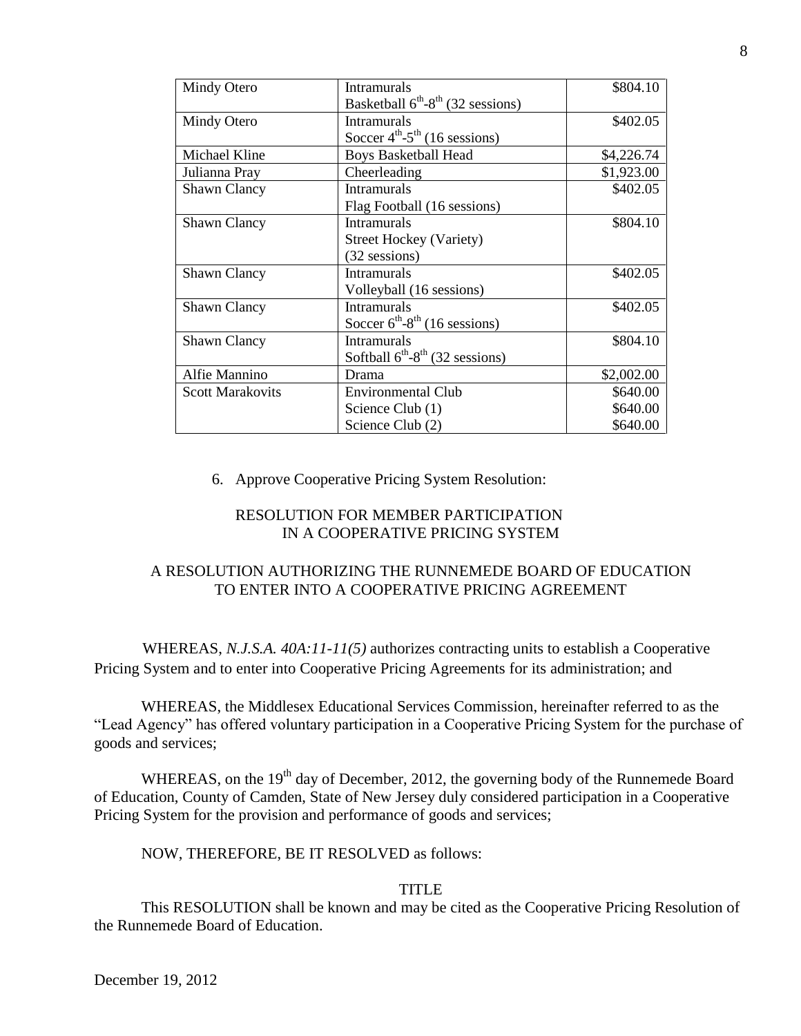| Mindy Otero | Intramurals<br>Basketball $6^{th}$-$8^{th}$ (32 sessions) | \$804.10 |
|---|---|---|
| Mindy Otero | Intramurals<br>Soccer $4^{th}$-$5^{th}$ (16 sessions) | \$402.05 |
| Michael Kline | Boys Basketball Head | \$4,226.74 |
| Julianna Pray | Cheerleading | \$1,923.00 |
| Shawn Clancy | Intramurals<br>Flag Football (16 sessions) | \$402.05 |
| Shawn Clancy | Intramurals<br>Street Hockey (Variety)<br>(32 sessions) | \$804.10 |
| Shawn Clancy | Intramurals<br>Volleyball (16 sessions) | \$402.05 |
| Shawn Clancy | Intramurals<br>Soccer $6^{th}$-$8^{th}$ (16 sessions) | \$402.05 |
| Shawn Clancy | Intramurals<br>Softball $6^{th}$-$8^{th}$ (32 sessions) | \$804.10 |
| Alfie Mannino | Drama | \$2,002.00 |
| Scott Marakovits | Environmental Club<br>Science Club (1)<br>Science Club (2) | \$640.00<br>\$640.00<br>\$640.00 |

6. Approve Cooperative Pricing System Resolution:

RESOLUTION FOR MEMBER PARTICIPATION IN A COOPERATIVE PRICING SYSTEM

A RESOLUTION AUTHORIZING THE RUNNEMEDE BOARD OF EDUCATION TO ENTER INTO A COOPERATIVE PRICING AGREEMENT

WHEREAS, *N.J.S.A. 40A:11-11(5)* authorizes contracting units to establish a Cooperative Pricing System and to enter into Cooperative Pricing Agreements for its administration; and

WHEREAS, the Middlesex Educational Services Commission, hereinafter referred to as the "Lead Agency" has offered voluntary participation in a Cooperative Pricing System for the purchase of goods and services;

WHEREAS, on the 19th day of December, 2012, the governing body of the Runnemede Board of Education, County of Camden, State of New Jersey duly considered participation in a Cooperative Pricing System for the provision and performance of goods and services;

NOW, THEREFORE, BE IT RESOLVED as follows:

TITLE

This RESOLUTION shall be known and may be cited as the Cooperative Pricing Resolution of the Runnemede Board of Education.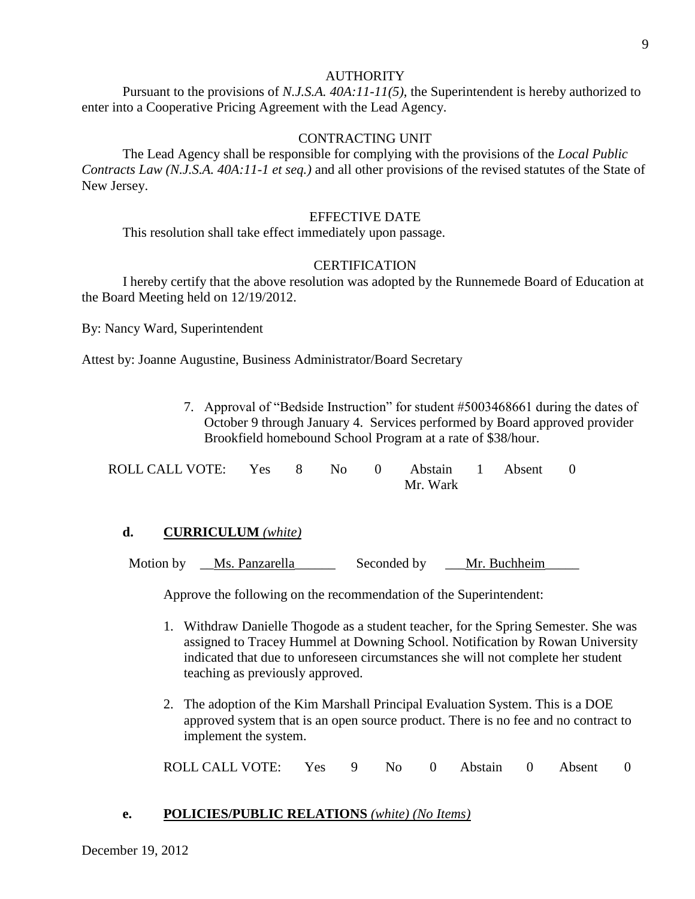AUTHORITY

Pursuant to the provisions of *N.J.S.A. 40A:11-11(5)*, the Superintendent is hereby authorized to enter into a Cooperative Pricing Agreement with the Lead Agency.

CONTRACTING UNIT

The Lead Agency shall be responsible for complying with the provisions of the *Local Public Contracts Law (N.J.S.A. 40A:11-1 et seq.)* and all other provisions of the revised statutes of the State of New Jersey.

EFFECTIVE DATE

This resolution shall take effect immediately upon passage.

CERTIFICATION

I hereby certify that the above resolution was adopted by the Runnemede Board of Education at the Board Meeting held on 12/19/2012.

By: Nancy Ward, Superintendent

Attest by: Joanne Augustine, Business Administrator/Board Secretary

7. Approval of "Bedside Instruction" for student #5003468661 during the dates of October 9 through January 4. Services performed by Board approved provider Brookfield homebound School Program at a rate of $38/hour.

ROLL CALL VOTE: Yes 8 No 0 Abstain 1 Absent 0
Mr. Wark

**d. CURRICULUM** *(white)*

Motion by Ms. Panzarella Seconded by Mr. Buchheim

Approve the following on the recommendation of the Superintendent:

1. Withdraw Danielle Thogode as a student teacher, for the Spring Semester. She was assigned to Tracey Hummel at Downing School. Notification by Rowan University indicated that due to unforeseen circumstances she will not complete her student teaching as previously approved.
2. The adoption of the Kim Marshall Principal Evaluation System. This is a DOE approved system that is an open source product. There is no fee and no contract to implement the system.

ROLL CALL VOTE: Yes 9 No 0 Abstain 0 Absent 0

**e. POLICIES/PUBLIC RELATIONS** *(white) (No Items)*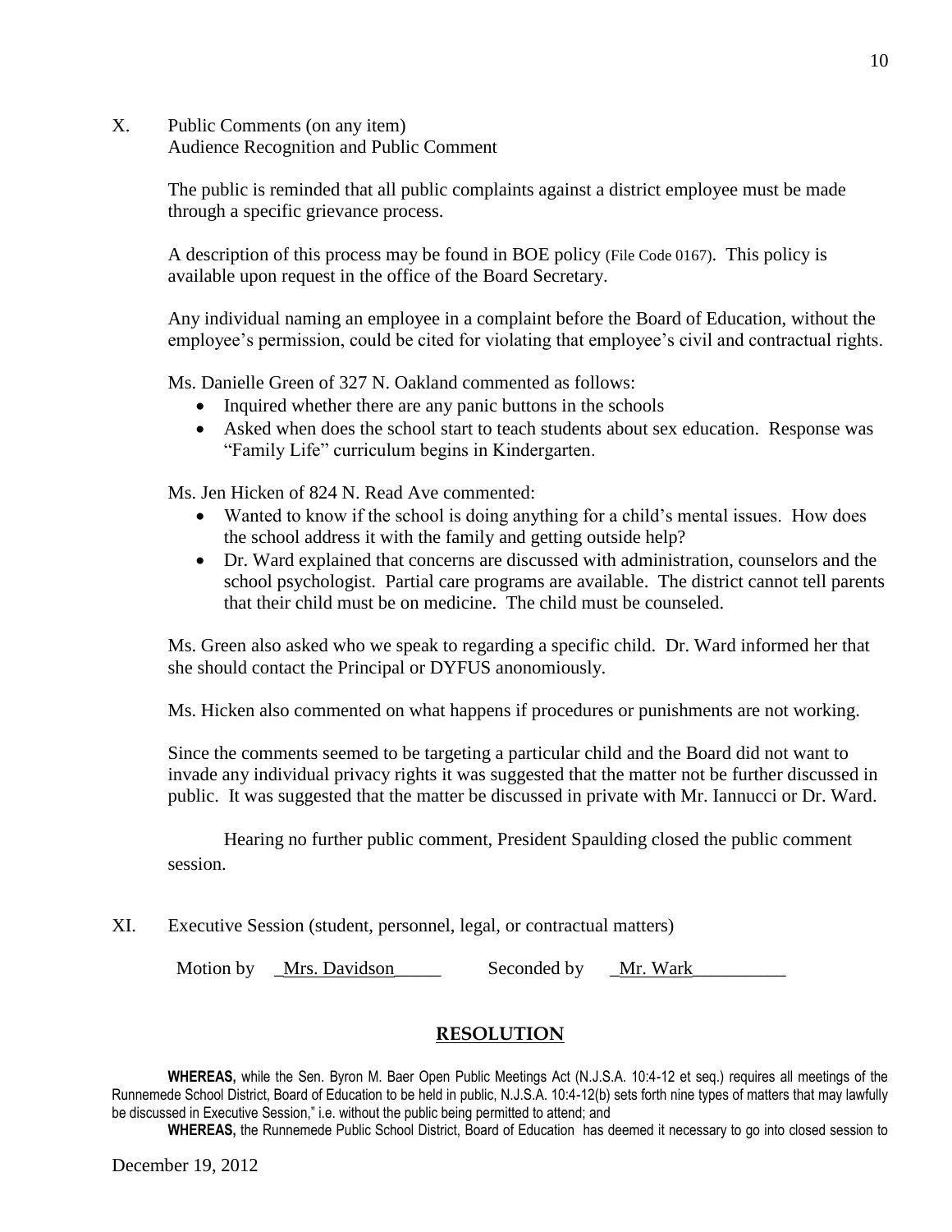X. Public Comments (on any item)
Audience Recognition and Public Comment

The public is reminded that all public complaints against a district employee must be made through a specific grievance process.

A description of this process may be found in BOE policy (File Code 0167). This policy is available upon request in the office of the Board Secretary.

Any individual naming an employee in a complaint before the Board of Education, without the employee's permission, could be cited for violating that employee's civil and contractual rights.

Ms. Danielle Green of 327 N. Oakland commented as follows:

- Inquired whether there are any panic buttons in the schools
- Asked when does the school start to teach students about sex education. Response was "Family Life" curriculum begins in Kindergarten.

Ms. Jen Hicken of 824 N. Read Ave commented:

- Wanted to know if the school is doing anything for a child's mental issues. How does the school address it with the family and getting outside help?
- Dr. Ward explained that concerns are discussed with administration, counselors and the school psychologist. Partial care programs are available. The district cannot tell parents that their child must be on medicine. The child must be counseled.

Ms. Green also asked who we speak to regarding a specific child. Dr. Ward informed her that she should contact the Principal or DYFUS anonomiously.

Ms. Hicken also commented on what happens if procedures or punishments are not working.

Since the comments seemed to be targeting a particular child and the Board did not want to invade any individual privacy rights it was suggested that the matter not be further discussed in public. It was suggested that the matter be discussed in private with Mr. Iannucci or Dr. Ward.

Hearing no further public comment, President Spaulding closed the public comment session.

XI. Executive Session (student, personnel, legal, or contractual matters)

Motion by _Mrs. Davidson_____ Seconded by _Mr. Wark__________

## RESOLUTION

**WHEREAS,** while the Sen. Byron M. Baer Open Public Meetings Act (N.J.S.A. 10:4-12 et seq.) requires all meetings of the Runnemede School District, Board of Education to be held in public, N.J.S.A. 10:4-12(b) sets forth nine types of matters that may lawfully be discussed in Executive Session," i.e. without the public being permitted to attend; and

**WHEREAS,** the Runnemede Public School District, Board of Education has deemed it necessary to go into closed session to

December 19, 2012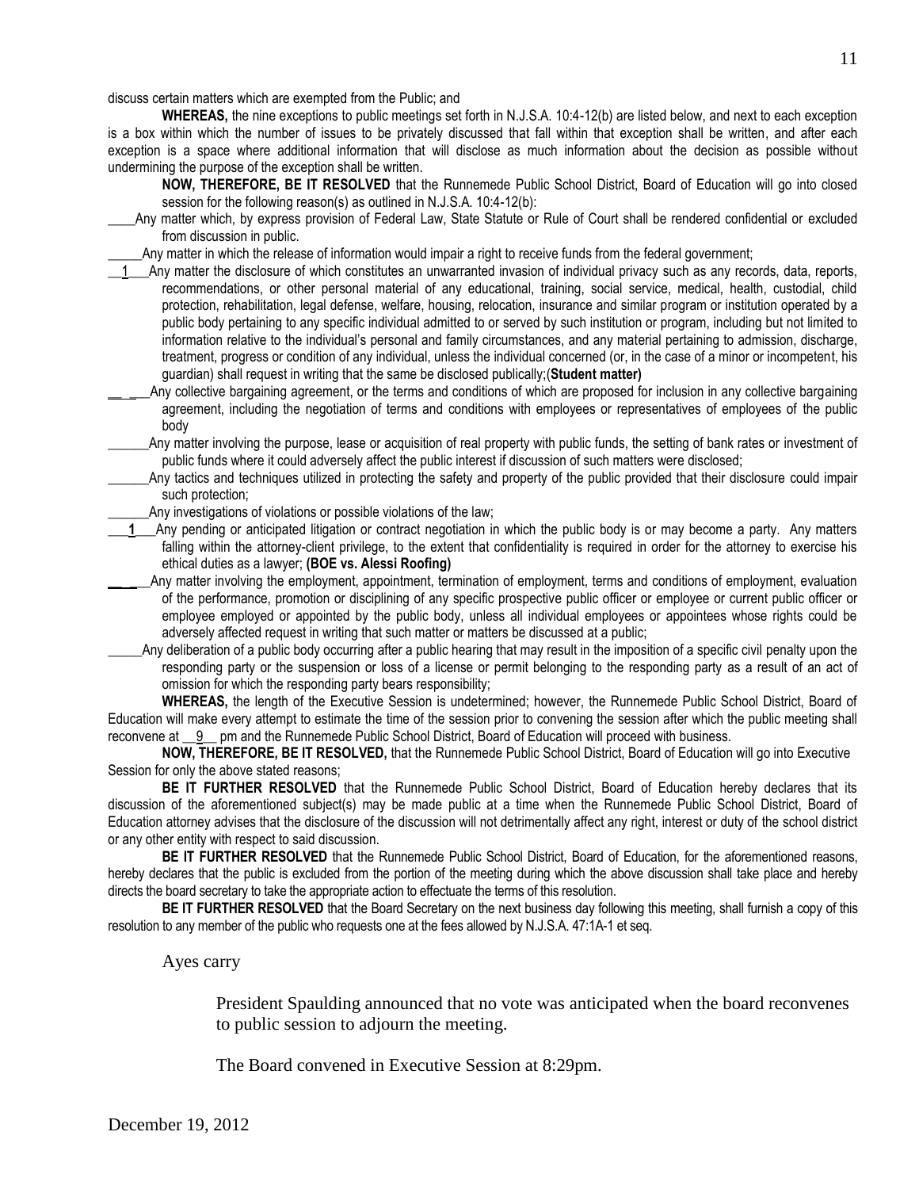discuss certain matters which are exempted from the Public; and

**WHEREAS,** the nine exceptions to public meetings set forth in N.J.S.A. 10:4-12(b) are listed below, and next to each exception is a box within which the number of issues to be privately discussed that fall within that exception shall be written, and after each exception is a space where additional information that will disclose as much information about the decision as possible without undermining the purpose of the exception shall be written.

**NOW, THEREFORE, BE IT RESOLVED** that the Runnemede Public School District, Board of Education will go into closed session for the following reason(s) as outlined in N.J.S.A. 10:4-12(b):

____Any matter which, by express provision of Federal Law, State Statute or Rule of Court shall be rendered confidential or excluded from discussion in public.

_____Any matter in which the release of information would impair a right to receive funds from the federal government;

__1___Any matter the disclosure of which constitutes an unwarranted invasion of individual privacy such as any records, data, reports, recommendations, or other personal material of any educational, training, social service, medical, health, custodial, child protection, rehabilitation, legal defense, welfare, housing, relocation, insurance and similar program or institution operated by a public body pertaining to any specific individual admitted to or served by such institution or program, including but not limited to information relative to the individual's personal and family circumstances, and any material pertaining to admission, discharge, treatment, progress or condition of any individual, unless the individual concerned (or, in the case of a minor or incompetent, his guardian) shall request in writing that the same be disclosed publically;(**Student matter)**

______Any collective bargaining agreement, or the terms and conditions of which are proposed for inclusion in any collective bargaining agreement, including the negotiation of terms and conditions with employees or representatives of employees of the public body

______Any matter involving the purpose, lease or acquisition of real property with public funds, the setting of bank rates or investment of public funds where it could adversely affect the public interest if discussion of such matters were disclosed;

______Any tactics and techniques utilized in protecting the safety and property of the public provided that their disclosure could impair such protection;

______Any investigations of violations or possible violations of the law;

___**1**___Any pending or anticipated litigation or contract negotiation in which the public body is or may become a party. Any matters falling within the attorney-client privilege, to the extent that confidentiality is required in order for the attorney to exercise his ethical duties as a lawyer; **(BOE vs. Alessi Roofing)**

______Any matter involving the employment, appointment, termination of employment, terms and conditions of employment, evaluation of the performance, promotion or disciplining of any specific prospective public officer or employee or current public officer or employee employed or appointed by the public body, unless all individual employees or appointees whose rights could be adversely affected request in writing that such matter or matters be discussed at a public;

_____Any deliberation of a public body occurring after a public hearing that may result in the imposition of a specific civil penalty upon the responding party or the suspension or loss of a license or permit belonging to the responding party as a result of an act of omission for which the responding party bears responsibility;

**WHEREAS,** the length of the Executive Session is undetermined; however, the Runnemede Public School District, Board of Education will make every attempt to estimate the time of the session prior to convening the session after which the public meeting shall reconvene at __9__ pm and the Runnemede Public School District, Board of Education will proceed with business.

**NOW, THEREFORE, BE IT RESOLVED,** that the Runnemede Public School District, Board of Education will go into Executive Session for only the above stated reasons;

**BE IT FURTHER RESOLVED** that the Runnemede Public School District, Board of Education hereby declares that its discussion of the aforementioned subject(s) may be made public at a time when the Runnemede Public School District, Board of Education attorney advises that the disclosure of the discussion will not detrimentally affect any right, interest or duty of the school district or any other entity with respect to said discussion.

**BE IT FURTHER RESOLVED** that the Runnemede Public School District, Board of Education, for the aforementioned reasons, hereby declares that the public is excluded from the portion of the meeting during which the above discussion shall take place and hereby directs the board secretary to take the appropriate action to effectuate the terms of this resolution.

**BE IT FURTHER RESOLVED** that the Board Secretary on the next business day following this meeting, shall furnish a copy of this resolution to any member of the public who requests one at the fees allowed by N.J.S.A. 47:1A-1 et seq.

Ayes carry

President Spaulding announced that no vote was anticipated when the board reconvenes to public session to adjourn the meeting.

The Board convened in Executive Session at 8:29pm.

December 19, 2012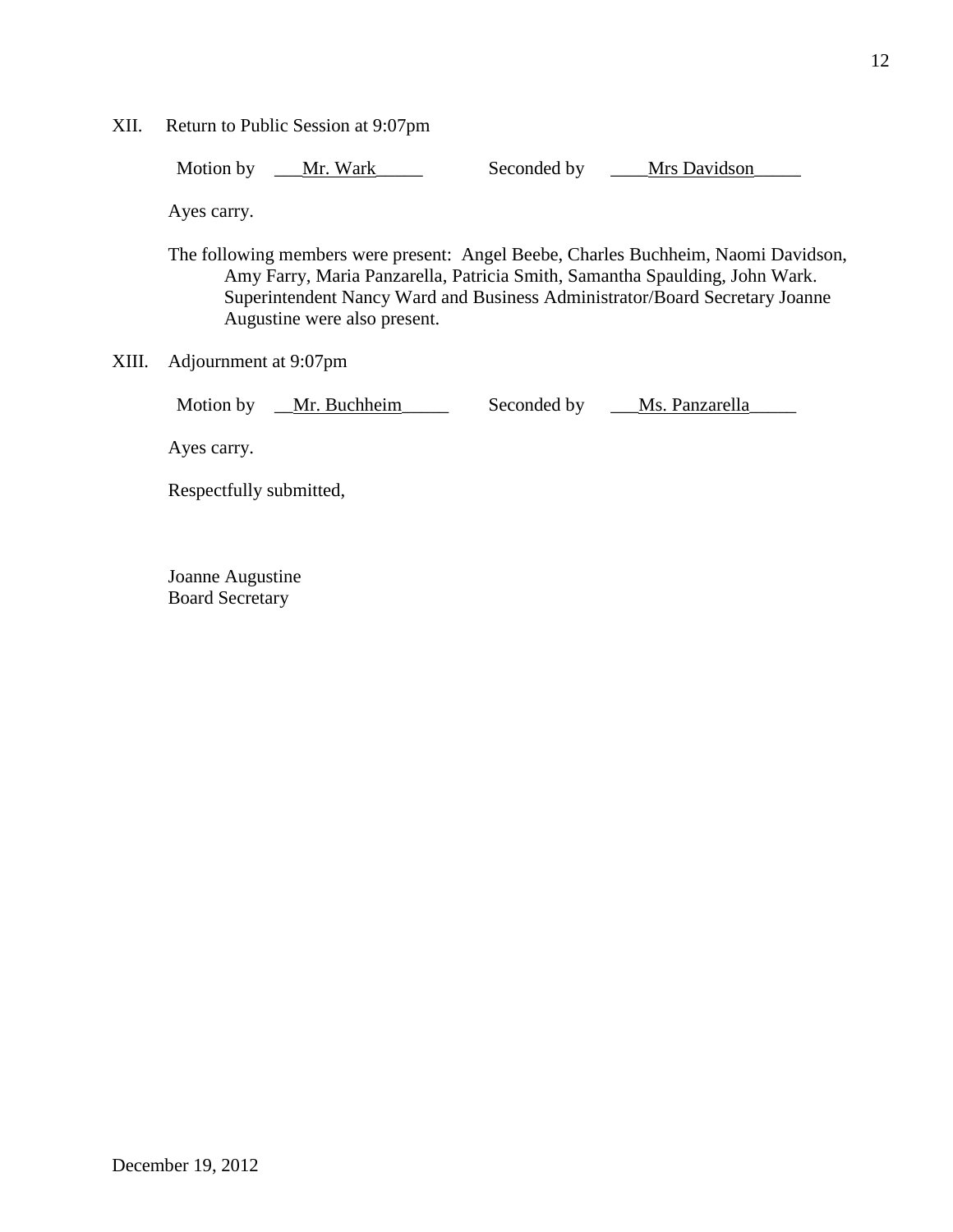XII. Return to Public Session at 9:07pm

Motion by ___Mr. Wark_____ Seconded by ____Mrs Davidson_____

Ayes carry.

The following members were present: Angel Beebe, Charles Buchheim, Naomi Davidson, Amy Farry, Maria Panzarella, Patricia Smith, Samantha Spaulding, John Wark. Superintendent Nancy Ward and Business Administrator/Board Secretary Joanne Augustine were also present.

XIII. Adjournment at 9:07pm

Motion by __Mr. Buchheim_____ Seconded by ___Ms. Panzarella_____

Ayes carry.

Respectfully submitted,

Joanne Augustine
Board Secretary

December 19, 2012